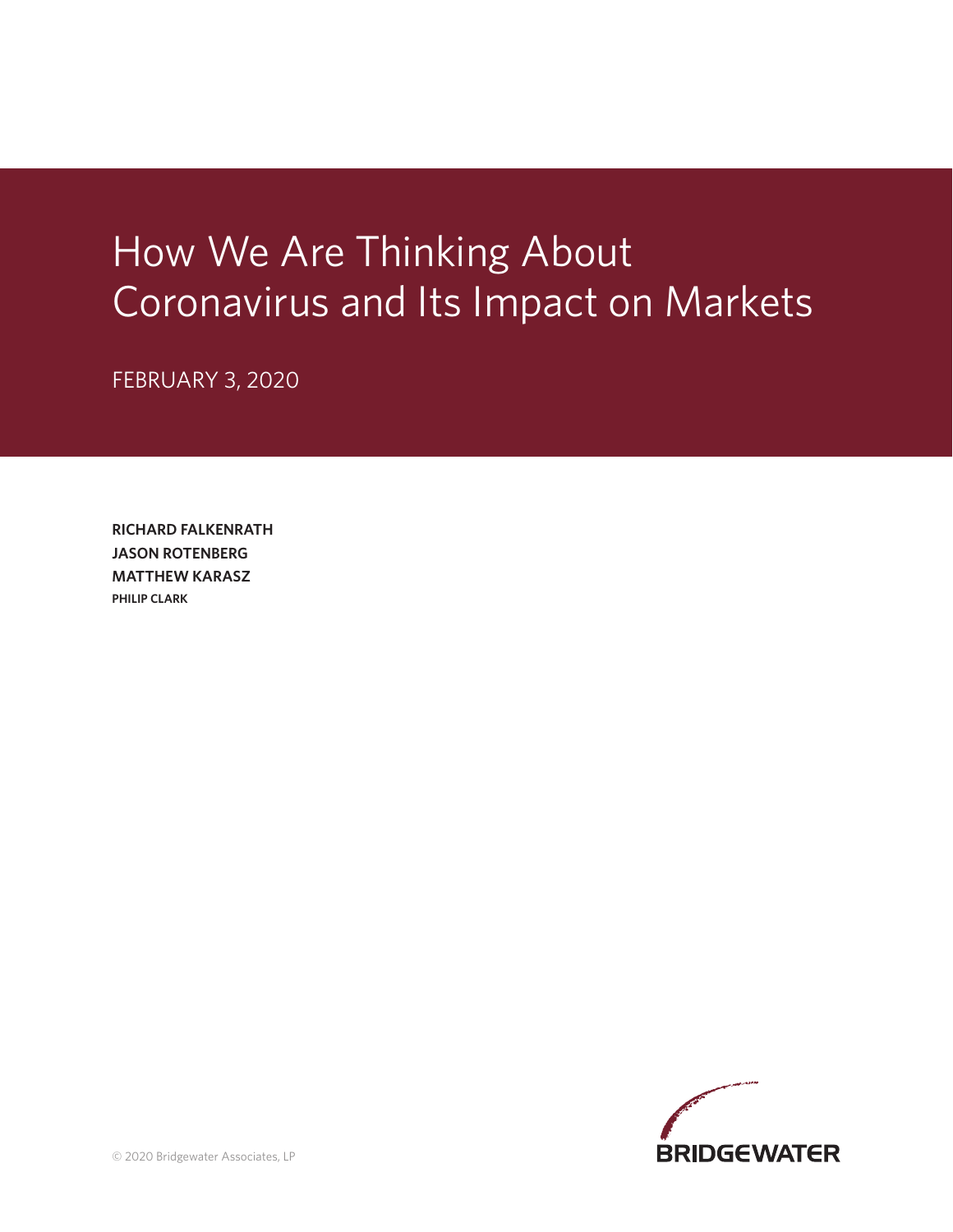# How We Are Thinking About Coronavirus and Its Impact on Markets

FEBRUARY 3, 2020

**RICHARD FALKENRATH**
**JASON ROTENBERG**
**MATTHEW KARASZ**
**PHILIP CLARK**

© 2020 Bridgewater Associates, LP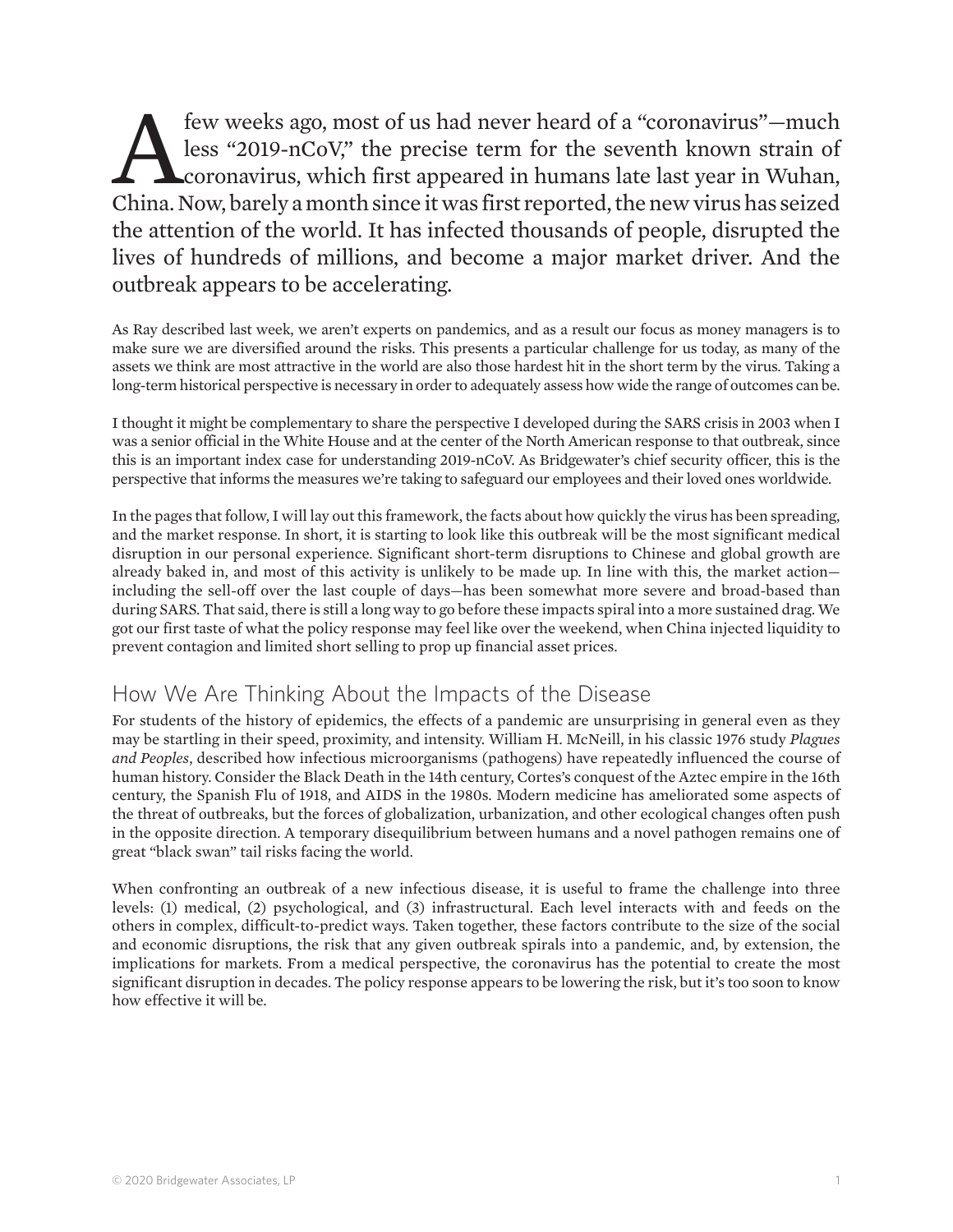A few weeks ago, most of us had never heard of a "coronavirus"—much less "2019-nCoV," the precise term for the seventh known strain of coronavirus, which first appeared in humans late last year in Wuhan, China. Now, barely a month since it was first reported, the new virus has seized the attention of the world. It has infected thousands of people, disrupted the lives of hundreds of millions, and become a major market driver. And the outbreak appears to be accelerating.

As Ray described last week, we aren't experts on pandemics, and as a result our focus as money managers is to make sure we are diversified around the risks. This presents a particular challenge for us today, as many of the assets we think are most attractive in the world are also those hardest hit in the short term by the virus. Taking a long-term historical perspective is necessary in order to adequately assess how wide the range of outcomes can be.

I thought it might be complementary to share the perspective I developed during the SARS crisis in 2003 when I was a senior official in the White House and at the center of the North American response to that outbreak, since this is an important index case for understanding 2019-nCoV. As Bridgewater's chief security officer, this is the perspective that informs the measures we're taking to safeguard our employees and their loved ones worldwide.

In the pages that follow, I will lay out this framework, the facts about how quickly the virus has been spreading, and the market response. In short, it is starting to look like this outbreak will be the most significant medical disruption in our personal experience. Significant short-term disruptions to Chinese and global growth are already baked in, and most of this activity is unlikely to be made up. In line with this, the market action—including the sell-off over the last couple of days—has been somewhat more severe and broad-based than during SARS. That said, there is still a long way to go before these impacts spiral into a more sustained drag. We got our first taste of what the policy response may feel like over the weekend, when China injected liquidity to prevent contagion and limited short selling to prop up financial asset prices.

## How We Are Thinking About the Impacts of the Disease

For students of the history of epidemics, the effects of a pandemic are unsurprising in general even as they may be startling in their speed, proximity, and intensity. William H. McNeill, in his classic 1976 study *Plagues and Peoples*, described how infectious microorganisms (pathogens) have repeatedly influenced the course of human history. Consider the Black Death in the 14th century, Cortes's conquest of the Aztec empire in the 16th century, the Spanish Flu of 1918, and AIDS in the 1980s. Modern medicine has ameliorated some aspects of the threat of outbreaks, but the forces of globalization, urbanization, and other ecological changes often push in the opposite direction. A temporary disequilibrium between humans and a novel pathogen remains one of great "black swan" tail risks facing the world.

When confronting an outbreak of a new infectious disease, it is useful to frame the challenge into three levels: (1) medical, (2) psychological, and (3) infrastructural. Each level interacts with and feeds on the others in complex, difficult-to-predict ways. Taken together, these factors contribute to the size of the social and economic disruptions, the risk that any given outbreak spirals into a pandemic, and, by extension, the implications for markets. From a medical perspective, the coronavirus has the potential to create the most significant disruption in decades. The policy response appears to be lowering the risk, but it's too soon to know how effective it will be.

© 2020 Bridgewater Associates, LP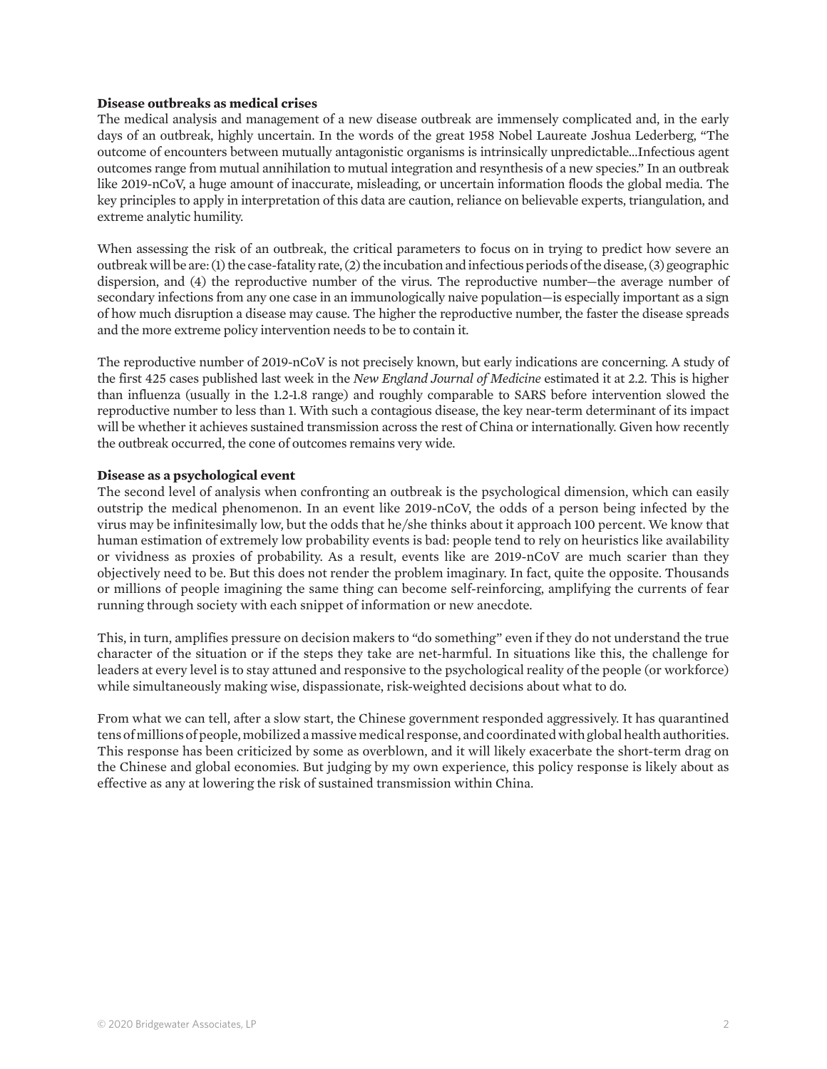**Disease outbreaks as medical crises**

The medical analysis and management of a new disease outbreak are immensely complicated and, in the early days of an outbreak, highly uncertain. In the words of the great 1958 Nobel Laureate Joshua Lederberg, "The outcome of encounters between mutually antagonistic organisms is intrinsically unpredictable...Infectious agent outcomes range from mutual annihilation to mutual integration and resynthesis of a new species." In an outbreak like 2019-nCoV, a huge amount of inaccurate, misleading, or uncertain information floods the global media. The key principles to apply in interpretation of this data are caution, reliance on believable experts, triangulation, and extreme analytic humility.

When assessing the risk of an outbreak, the critical parameters to focus on in trying to predict how severe an outbreak will be are: (1) the case-fatality rate, (2) the incubation and infectious periods of the disease, (3) geographic dispersion, and (4) the reproductive number of the virus. The reproductive number—the average number of secondary infections from any one case in an immunologically naive population—is especially important as a sign of how much disruption a disease may cause. The higher the reproductive number, the faster the disease spreads and the more extreme policy intervention needs to be to contain it.

The reproductive number of 2019-nCoV is not precisely known, but early indications are concerning. A study of the first 425 cases published last week in the *New England Journal of Medicine* estimated it at 2.2. This is higher than influenza (usually in the 1.2-1.8 range) and roughly comparable to SARS before intervention slowed the reproductive number to less than 1. With such a contagious disease, the key near-term determinant of its impact will be whether it achieves sustained transmission across the rest of China or internationally. Given how recently the outbreak occurred, the cone of outcomes remains very wide.

**Disease as a psychological event**

The second level of analysis when confronting an outbreak is the psychological dimension, which can easily outstrip the medical phenomenon. In an event like 2019-nCoV, the odds of a person being infected by the virus may be infinitesimally low, but the odds that he/she thinks about it approach 100 percent. We know that human estimation of extremely low probability events is bad: people tend to rely on heuristics like availability or vividness as proxies of probability. As a result, events like are 2019-nCoV are much scarier than they objectively need to be. But this does not render the problem imaginary. In fact, quite the opposite. Thousands or millions of people imagining the same thing can become self-reinforcing, amplifying the currents of fear running through society with each snippet of information or new anecdote.

This, in turn, amplifies pressure on decision makers to "do something" even if they do not understand the true character of the situation or if the steps they take are net-harmful. In situations like this, the challenge for leaders at every level is to stay attuned and responsive to the psychological reality of the people (or workforce) while simultaneously making wise, dispassionate, risk-weighted decisions about what to do.

From what we can tell, after a slow start, the Chinese government responded aggressively. It has quarantined tens of millions of people, mobilized a massive medical response, and coordinated with global health authorities. This response has been criticized by some as overblown, and it will likely exacerbate the short-term drag on the Chinese and global economies. But judging by my own experience, this policy response is likely about as effective as any at lowering the risk of sustained transmission within China.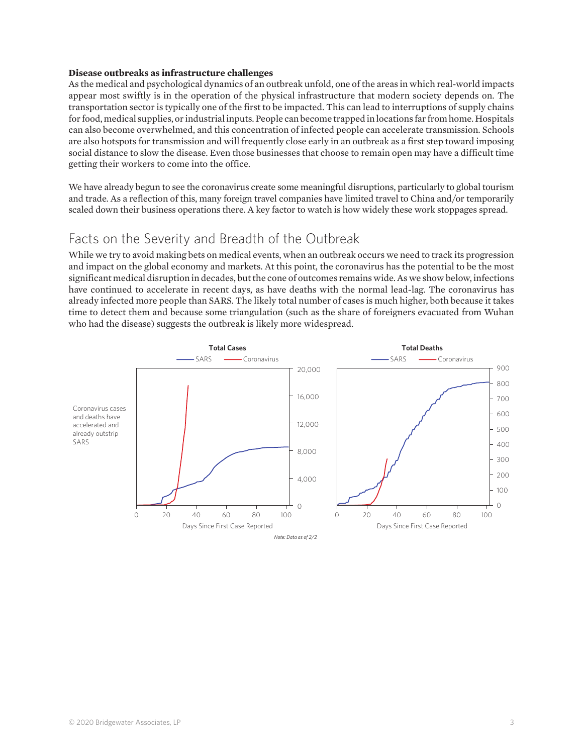**Disease outbreaks as infrastructure challenges**

As the medical and psychological dynamics of an outbreak unfold, one of the areas in which real-world impacts appear most swiftly is in the operation of the physical infrastructure that modern society depends on. The transportation sector is typically one of the first to be impacted. This can lead to interruptions of supply chains for food, medical supplies, or industrial inputs. People can become trapped in locations far from home. Hospitals can also become overwhelmed, and this concentration of infected people can accelerate transmission. Schools are also hotspots for transmission and will frequently close early in an outbreak as a first step toward imposing social distance to slow the disease. Even those businesses that choose to remain open may have a difficult time getting their workers to come into the office.

We have already begun to see the coronavirus create some meaningful disruptions, particularly to global tourism and trade. As a reflection of this, many foreign travel companies have limited travel to China and/or temporarily scaled down their business operations there. A key factor to watch is how widely these work stoppages spread.

## Facts on the Severity and Breadth of the Outbreak

While we try to avoid making bets on medical events, when an outbreak occurs we need to track its progression and impact on the global economy and markets. At this point, the coronavirus has the potential to be the most significant medical disruption in decades, but the cone of outcomes remains wide. As we show below, infections have continued to accelerate in recent days, as have deaths with the normal lead-lag. The coronavirus has already infected more people than SARS. The likely total number of cases is much higher, both because it takes time to detect them and because some triangulation (such as the share of foreigners evacuated from Wuhan who had the disease) suggests the outbreak is likely more widespread.

Coronavirus cases and deaths have accelerated and already outstrip SARS

**Total Cases** (SARS, Coronavirus) — Days Since First Case Reported

**Total Deaths** (SARS, Coronavirus) — Days Since First Case Reported

*Note: Data as of 2/2*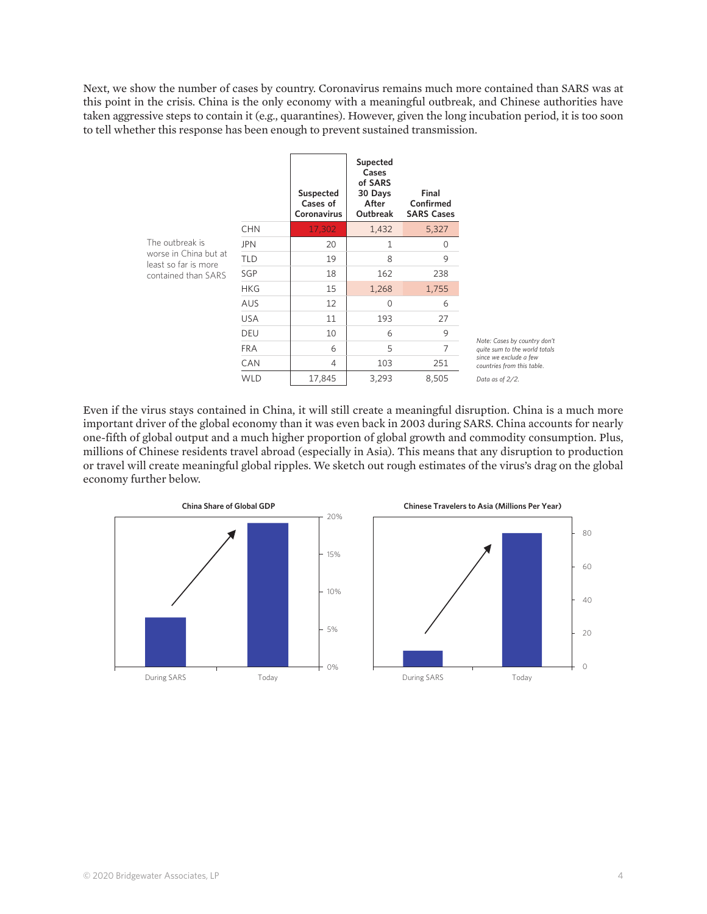Next, we show the number of cases by country. Coronavirus remains much more contained than SARS was at this point in the crisis. China is the only economy with a meaningful outbreak, and Chinese authorities have taken aggressive steps to contain it (e.g., quarantines). However, given the long incubation period, it is too soon to tell whether this response has been enough to prevent sustained transmission.

The outbreak is worse in China but at least so far is more contained than SARS

| | Suspected Cases of Coronavirus | Supected Cases of SARS 30 Days After Outbreak | Final Confirmed SARS Cases |
|---|---|---|---|
| CHN | 17,302 | 1,432 | 5,327 |
| JPN | 20 | 1 | 0 |
| TLD | 19 | 8 | 9 |
| SGP | 18 | 162 | 238 |
| HKG | 15 | 1,268 | 1,755 |
| AUS | 12 | 0 | 6 |
| USA | 11 | 193 | 27 |
| DEU | 10 | 6 | 9 |
| FRA | 6 | 5 | 7 |
| CAN | 4 | 103 | 251 |
| WLD | 17,845 | 3,293 | 8,505 |

*Note: Cases by country don't quite sum to the world totals since we exclude a few countries from this table.*

*Data as of 2/2.*

Even if the virus stays contained in China, it will still create a meaningful disruption. China is a much more important driver of the global economy than it was even back in 2003 during SARS. China accounts for nearly one-fifth of global output and a much higher proportion of global growth and commodity consumption. Plus, millions of Chinese residents travel abroad (especially in Asia). This means that any disruption to production or travel will create meaningful global ripples. We sketch out rough estimates of the virus's drag on the global economy further below.

**China Share of Global GDP**

**Chinese Travelers to Asia (Millions Per Year)**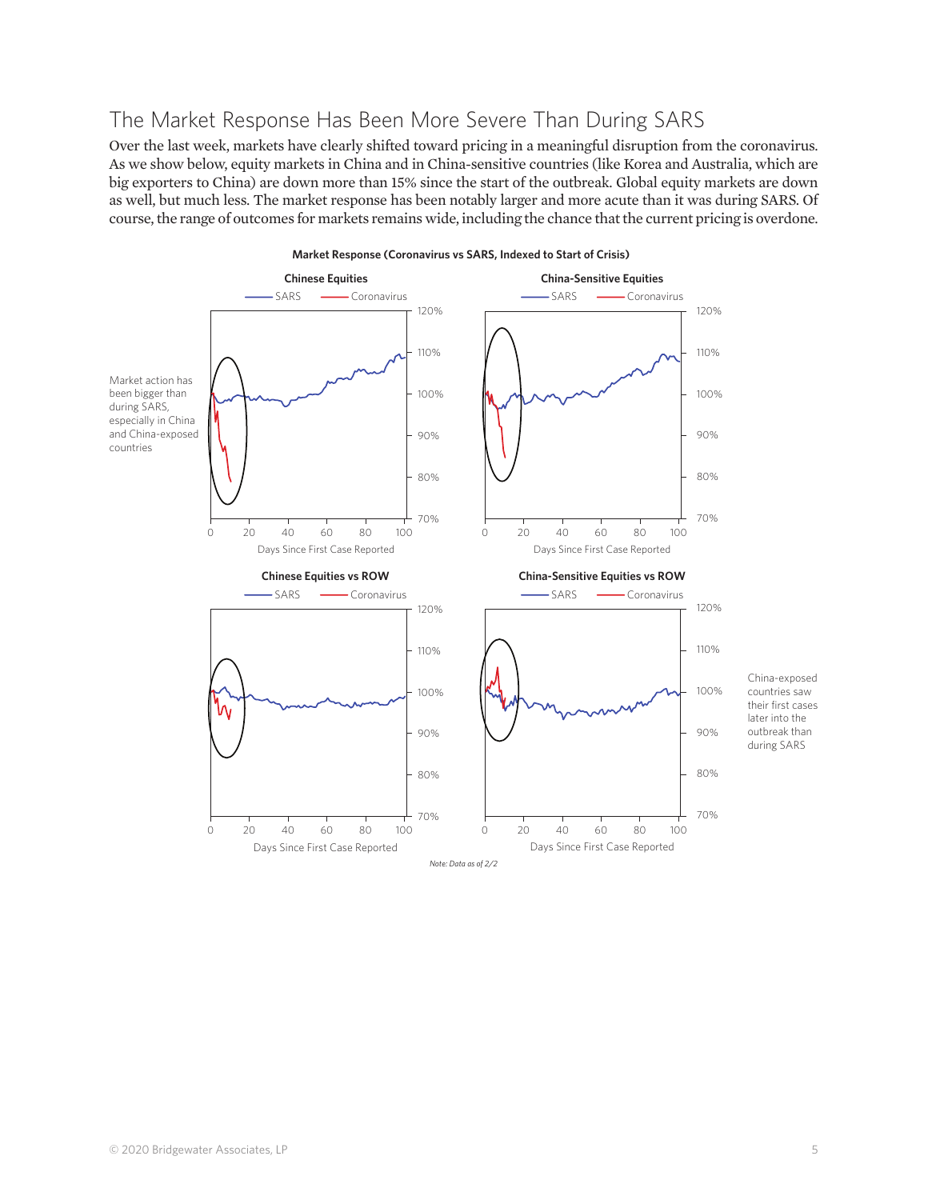## The Market Response Has Been More Severe Than During SARS

Over the last week, markets have clearly shifted toward pricing in a meaningful disruption from the coronavirus. As we show below, equity markets in China and in China-sensitive countries (like Korea and Australia, which are big exporters to China) are down more than 15% since the start of the outbreak. Global equity markets are down as well, but much less. The market response has been notably larger and more acute than it was during SARS. Of course, the range of outcomes for markets remains wide, including the chance that the current pricing is overdone.

**Market Response (Coronavirus vs SARS, Indexed to Start of Crisis)**

Market action has been bigger than during SARS, especially in China and China-exposed countries

China-exposed countries saw their first cases later into the outbreak than during SARS

*Note: Data as of 2/2*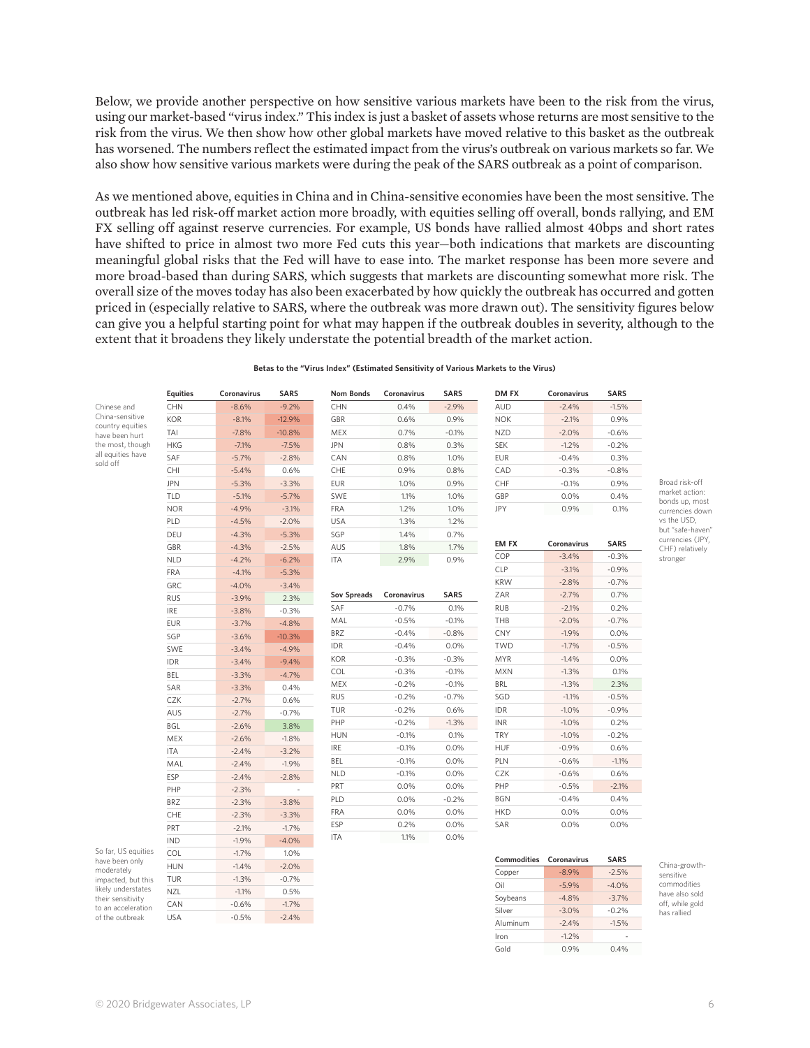Below, we provide another perspective on how sensitive various markets have been to the risk from the virus, using our market-based "virus index." This index is just a basket of assets whose returns are most sensitive to the risk from the virus. We then show how other global markets have moved relative to this basket as the outbreak has worsened. The numbers reflect the estimated impact from the virus's outbreak on various markets so far. We also show how sensitive various markets were during the peak of the SARS outbreak as a point of comparison.

As we mentioned above, equities in China and in China-sensitive economies have been the most sensitive. The outbreak has led risk-off market action more broadly, with equities selling off overall, bonds rallying, and EM FX selling off against reserve currencies. For example, US bonds have rallied almost 40bps and short rates have shifted to price in almost two more Fed cuts this year—both indications that markets are discounting meaningful global risks that the Fed will have to ease into. The market response has been more severe and more broad-based than during SARS, which suggests that markets are discounting somewhat more risk. The overall size of the moves today has also been exacerbated by how quickly the outbreak has occurred and gotten priced in (especially relative to SARS, where the outbreak was more drawn out). The sensitivity figures below can give you a helpful starting point for what may happen if the outbreak doubles in severity, although to the extent that it broadens they likely understate the potential breadth of the market action.

**Betas to the "Virus Index" (Estimated Sensitivity of Various Markets to the Virus)**

Chinese and China-sensitive country equities have been hurt the most, though all equities have sold off

So far, US equities have been only moderately impacted, but this likely understates their sensitivity to an acceleration of the outbreak

| Equities | Coronavirus | SARS |
|---|---|---|
| CHN | -8.6% | -9.2% |
| KOR | -8.1% | -12.9% |
| TAI | -7.8% | -10.8% |
| HKG | -7.1% | -7.5% |
| SAF | -5.7% | -2.8% |
| CHI | -5.4% | 0.6% |
| JPN | -5.3% | -3.3% |
| TLD | -5.1% | -5.7% |
| NOR | -4.9% | -3.1% |
| PLD | -4.5% | -2.0% |
| DEU | -4.3% | -5.3% |
| GBR | -4.3% | -2.5% |
| NLD | -4.2% | -6.2% |
| FRA | -4.1% | -5.3% |
| GRC | -4.0% | -3.4% |
| RUS | -3.9% | 2.3% |
| IRE | -3.8% | -0.3% |
| EUR | -3.7% | -4.8% |
| SGP | -3.6% | -10.3% |
| SWE | -3.4% | -4.9% |
| IDR | -3.4% | -9.4% |
| BEL | -3.3% | -4.7% |
| SAR | -3.3% | 0.4% |
| CZK | -2.7% | 0.6% |
| AUS | -2.7% | -0.7% |
| BGL | -2.6% | 3.8% |
| MEX | -2.6% | -1.8% |
| ITA | -2.4% | -3.2% |
| MAL | -2.4% | -1.9% |
| ESP | -2.4% | -2.8% |
| PHP | -2.3% | - |
| BRZ | -2.3% | -3.8% |
| CHE | -2.3% | -3.3% |
| PRT | -2.1% | -1.7% |
| IND | -1.9% | -4.0% |
| COL | -1.7% | 1.0% |
| HUN | -1.4% | -2.0% |
| TUR | -1.3% | -0.7% |
| NZL | -1.1% | 0.5% |
| CAN | -0.6% | -1.7% |
| USA | -0.5% | -2.4% |

| Nom Bonds | Coronavirus | SARS |
|---|---|---|
| CHN | 0.4% | -2.9% |
| GBR | 0.6% | 0.9% |
| MEX | 0.7% | -0.1% |
| JPN | 0.8% | 0.3% |
| CAN | 0.8% | 1.0% |
| CHE | 0.9% | 0.8% |
| EUR | 1.0% | 0.9% |
| SWE | 1.1% | 1.0% |
| FRA | 1.2% | 1.0% |
| USA | 1.3% | 1.2% |
| SGP | 1.4% | 0.7% |
| AUS | 1.8% | 1.7% |
| ITA | 2.9% | 0.9% |

| Sov Spreads | Coronavirus | SARS |
|---|---|---|
| SAF | -0.7% | 0.1% |
| MAL | -0.5% | -0.1% |
| BRZ | -0.4% | -0.8% |
| IDR | -0.4% | 0.0% |
| KOR | -0.3% | -0.3% |
| COL | -0.3% | -0.1% |
| MEX | -0.2% | -0.1% |
| RUS | -0.2% | -0.7% |
| TUR | -0.2% | 0.6% |
| PHP | -0.2% | -1.3% |
| HUN | -0.1% | 0.1% |
| IRE | -0.1% | 0.0% |
| BEL | -0.1% | 0.0% |
| NLD | -0.1% | 0.0% |
| PRT | 0.0% | 0.0% |
| PLD | 0.0% | -0.2% |
| FRA | 0.0% | 0.0% |
| ESP | 0.2% | 0.0% |
| ITA | 1.1% | 0.0% |

| DM FX | Coronavirus | SARS |
|---|---|---|
| AUD | -2.4% | -1.5% |
| NOK | -2.1% | 0.9% |
| NZD | -2.0% | -0.6% |
| SEK | -1.2% | -0.2% |
| EUR | -0.4% | 0.3% |
| CAD | -0.3% | -0.8% |
| CHF | -0.1% | 0.9% |
| GBP | 0.0% | 0.4% |
| JPY | 0.9% | 0.1% |

| EM FX | Coronavirus | SARS |
|---|---|---|
| COP | -3.4% | -0.3% |
| CLP | -3.1% | -0.9% |
| KRW | -2.8% | -0.7% |
| ZAR | -2.7% | 0.7% |
| RUB | -2.1% | 0.2% |
| THB | -2.0% | -0.7% |
| CNY | -1.9% | 0.0% |
| TWD | -1.7% | -0.5% |
| MYR | -1.4% | 0.0% |
| MXN | -1.3% | 0.1% |
| BRL | -1.3% | 2.3% |
| SGD | -1.1% | -0.5% |
| IDR | -1.0% | -0.9% |
| INR | -1.0% | 0.2% |
| TRY | -1.0% | -0.2% |
| HUF | -0.9% | 0.6% |
| PLN | -0.6% | -1.1% |
| CZK | -0.6% | 0.6% |
| PHP | -0.5% | -2.1% |
| BGN | -0.4% | 0.4% |
| HKD | 0.0% | 0.0% |
| SAR | 0.0% | 0.0% |

Broad risk-off market action: bonds up, most currencies down vs the USD, but "safe-haven" currencies (JPY, CHF) relatively stronger

| Commodities | Coronavirus | SARS |
|---|---|---|
| Copper | -8.9% | -2.5% |
| Oil | -5.9% | -4.0% |
| Soybeans | -4.8% | -3.7% |
| Silver | -3.0% | -0.2% |
| Aluminum | -2.4% | -1.5% |
| Iron | -1.2% | - |
| Gold | 0.9% | 0.4% |

China-growth-sensitive commodities have also sold off, while gold has rallied

© 2020 Bridgewater Associates, LP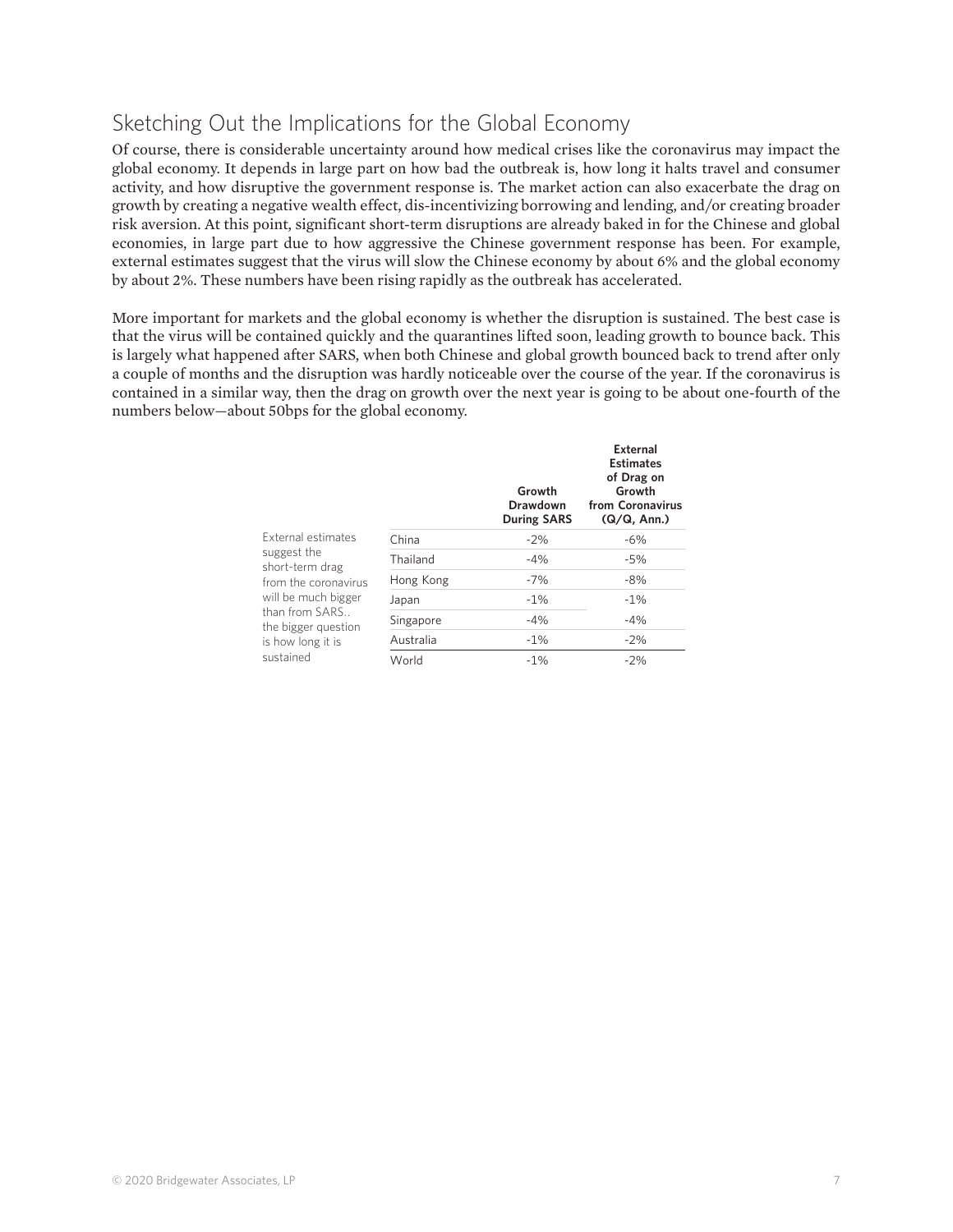## Sketching Out the Implications for the Global Economy

Of course, there is considerable uncertainty around how medical crises like the coronavirus may impact the global economy. It depends in large part on how bad the outbreak is, how long it halts travel and consumer activity, and how disruptive the government response is. The market action can also exacerbate the drag on growth by creating a negative wealth effect, dis-incentivizing borrowing and lending, and/or creating broader risk aversion. At this point, significant short-term disruptions are already baked in for the Chinese and global economies, in large part due to how aggressive the Chinese government response has been. For example, external estimates suggest that the virus will slow the Chinese economy by about 6% and the global economy by about 2%. These numbers have been rising rapidly as the outbreak has accelerated.

More important for markets and the global economy is whether the disruption is sustained. The best case is that the virus will be contained quickly and the quarantines lifted soon, leading growth to bounce back. This is largely what happened after SARS, when both Chinese and global growth bounced back to trend after only a couple of months and the disruption was hardly noticeable over the course of the year. If the coronavirus is contained in a similar way, then the drag on growth over the next year is going to be about one-fourth of the numbers below—about 50bps for the global economy.

External estimates suggest the short-term drag from the coronavirus will be much bigger than from SARS.. the bigger question is how long it is sustained

| | Growth Drawdown During SARS | External Estimates of Drag on Growth from Coronavirus (Q/Q, Ann.) |
|---|---|---|
| China | -2% | -6% |
| Thailand | -4% | -5% |
| Hong Kong | -7% | -8% |
| Japan | -1% | -1% |
| Singapore | -4% | -4% |
| Australia | -1% | -2% |
| World | -1% | -2% |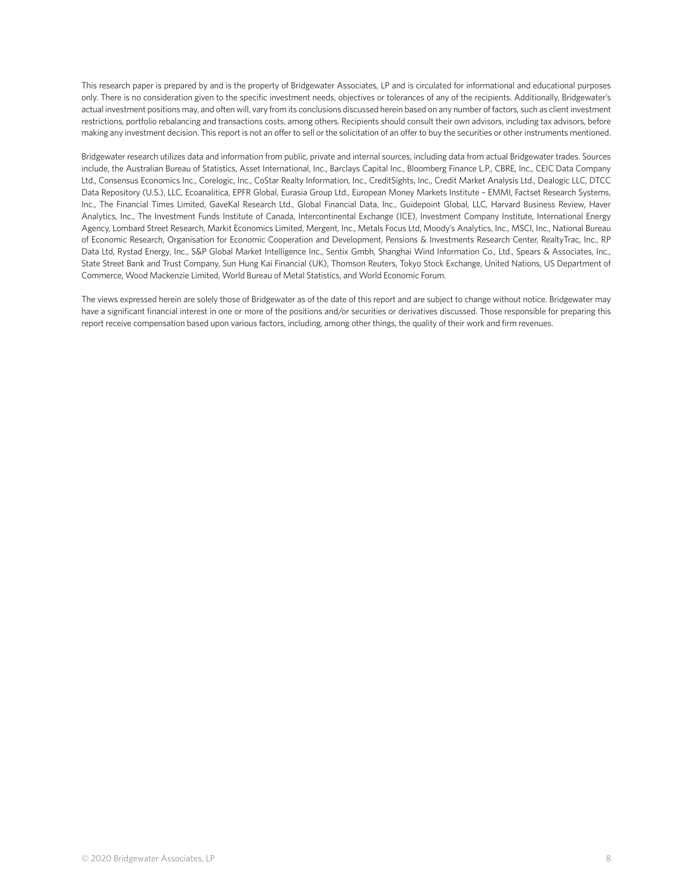This research paper is prepared by and is the property of Bridgewater Associates, LP and is circulated for informational and educational purposes only. There is no consideration given to the specific investment needs, objectives or tolerances of any of the recipients. Additionally, Bridgewater's actual investment positions may, and often will, vary from its conclusions discussed herein based on any number of factors, such as client investment restrictions, portfolio rebalancing and transactions costs, among others. Recipients should consult their own advisors, including tax advisors, before making any investment decision. This report is not an offer to sell or the solicitation of an offer to buy the securities or other instruments mentioned.

Bridgewater research utilizes data and information from public, private and internal sources, including data from actual Bridgewater trades. Sources include, the Australian Bureau of Statistics, Asset International, Inc., Barclays Capital Inc., Bloomberg Finance L.P., CBRE, Inc., CEIC Data Company Ltd., Consensus Economics Inc., Corelogic, Inc., CoStar Realty Information, Inc., CreditSights, Inc., Credit Market Analysis Ltd., Dealogic LLC, DTCC Data Repository (U.S.), LLC, Ecoanalitica, EPFR Global, Eurasia Group Ltd., European Money Markets Institute – EMMI, Factset Research Systems, Inc., The Financial Times Limited, GaveKal Research Ltd., Global Financial Data, Inc., Guidepoint Global, LLC, Harvard Business Review, Haver Analytics, Inc., The Investment Funds Institute of Canada, Intercontinental Exchange (ICE), Investment Company Institute, International Energy Agency, Lombard Street Research, Markit Economics Limited, Mergent, Inc., Metals Focus Ltd, Moody's Analytics, Inc., MSCI, Inc., National Bureau of Economic Research, Organisation for Economic Cooperation and Development, Pensions & Investments Research Center, RealtyTrac, Inc., RP Data Ltd, Rystad Energy, Inc., S&P Global Market Intelligence Inc., Sentix Gmbh, Shanghai Wind Information Co., Ltd., Spears & Associates, Inc., State Street Bank and Trust Company, Sun Hung Kai Financial (UK), Thomson Reuters, Tokyo Stock Exchange, United Nations, US Department of Commerce, Wood Mackenzie Limited, World Bureau of Metal Statistics, and World Economic Forum.

The views expressed herein are solely those of Bridgewater as of the date of this report and are subject to change without notice. Bridgewater may have a significant financial interest in one or more of the positions and/or securities or derivatives discussed. Those responsible for preparing this report receive compensation based upon various factors, including, among other things, the quality of their work and firm revenues.

© 2020 Bridgewater Associates, LP